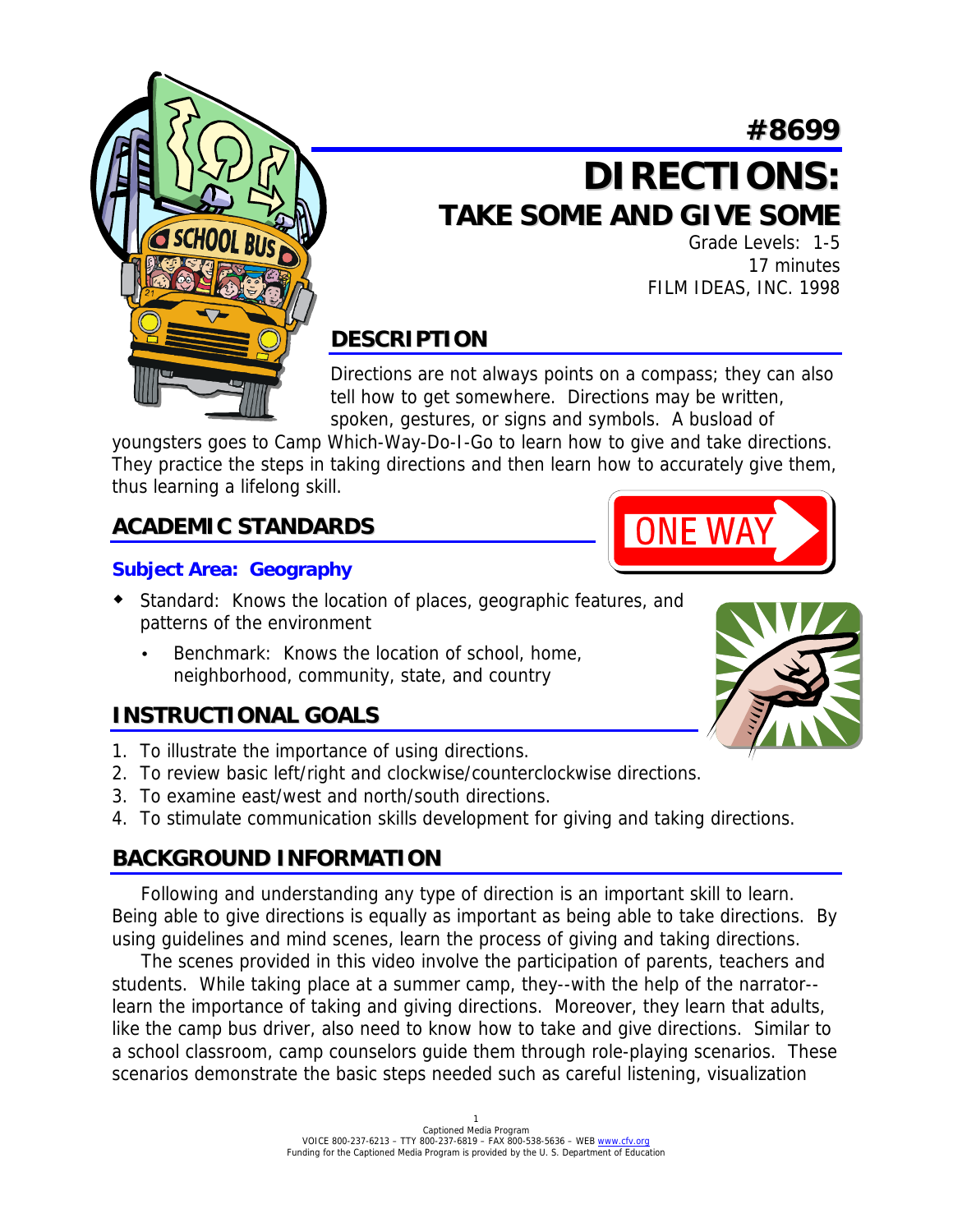#8699

# DIRECTIONS:
## TAKE SOME AND GIVE SOME

Grade Levels: 1-5
17 minutes
FILM IDEAS, INC. 1998

## DESCRIPTION

Directions are not always points on a compass; they can also tell how to get somewhere. Directions may be written, spoken, gestures, or signs and symbols. A busload of youngsters goes to Camp Which-Way-Do-I-Go to learn how to give and take directions. They practice the steps in taking directions and then learn how to accurately give them, thus learning a lifelong skill.

## ACADEMIC STANDARDS

### Subject Area: Geography

- Standard: Knows the location of places, geographic features, and patterns of the environment
  - Benchmark: Knows the location of school, home, neighborhood, community, state, and country

## INSTRUCTIONAL GOALS

1. To illustrate the importance of using directions.
2. To review basic left/right and clockwise/counterclockwise directions.
3. To examine east/west and north/south directions.
4. To stimulate communication skills development for giving and taking directions.

## BACKGROUND INFORMATION

Following and understanding any type of direction is an important skill to learn. Being able to give directions is equally as important as being able to take directions. By using guidelines and mind scenes, learn the process of giving and taking directions.

The scenes provided in this video involve the participation of parents, teachers and students. While taking place at a summer camp, they--with the help of the narrator--learn the importance of taking and giving directions. Moreover, they learn that adults, like the camp bus driver, also need to know how to take and give directions. Similar to a school classroom, camp counselors guide them through role-playing scenarios. These scenarios demonstrate the basic steps needed such as careful listening, visualization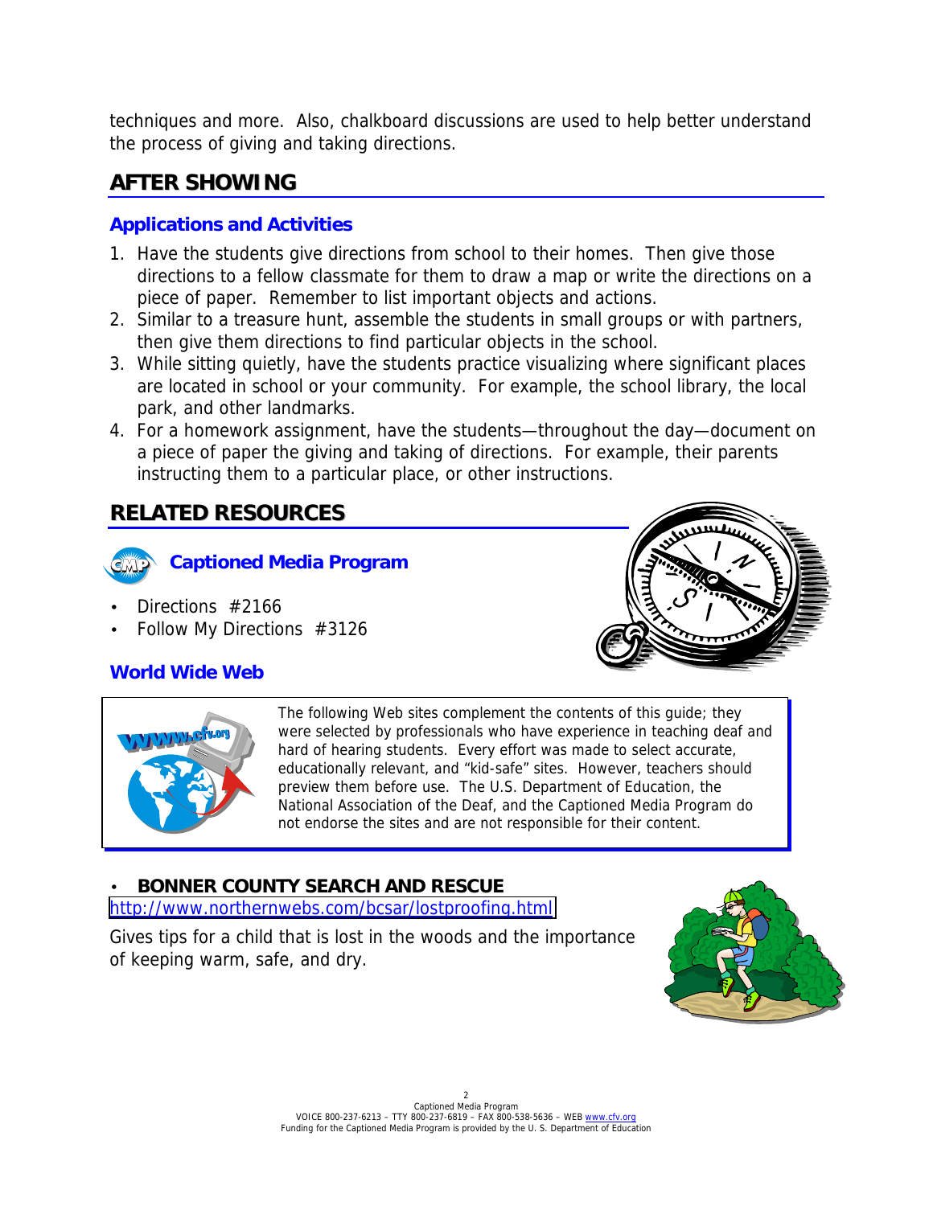techniques and more. Also, chalkboard discussions are used to help better understand the process of giving and taking directions.

## AFTER SHOWING

### Applications and Activities

1. Have the students give directions from school to their homes. Then give those directions to a fellow classmate for them to draw a map or write the directions on a piece of paper. Remember to list important objects and actions.
2. Similar to a treasure hunt, assemble the students in small groups or with partners, then give them directions to find particular objects in the school.
3. While sitting quietly, have the students practice visualizing where significant places are located in school or your community. For example, the school library, the local park, and other landmarks.
4. For a homework assignment, have the students—throughout the day—document on a piece of paper the giving and taking of directions. For example, their parents instructing them to a particular place, or other instructions.

## RELATED RESOURCES

### Captioned Media Program

- Directions #2166
- Follow My Directions #3126

### World Wide Web

The following Web sites complement the contents of this guide; they were selected by professionals who have experience in teaching deaf and hard of hearing students. Every effort was made to select accurate, educationally relevant, and "kid-safe" sites. However, teachers should preview them before use. The U.S. Department of Education, the National Association of the Deaf, and the Captioned Media Program do not endorse the sites and are not responsible for their content.

- **BONNER COUNTY SEARCH AND RESCUE**

http://www.northernwebs.com/bcsar/lostproofing.html

Gives tips for a child that is lost in the woods and the importance of keeping warm, safe, and dry.